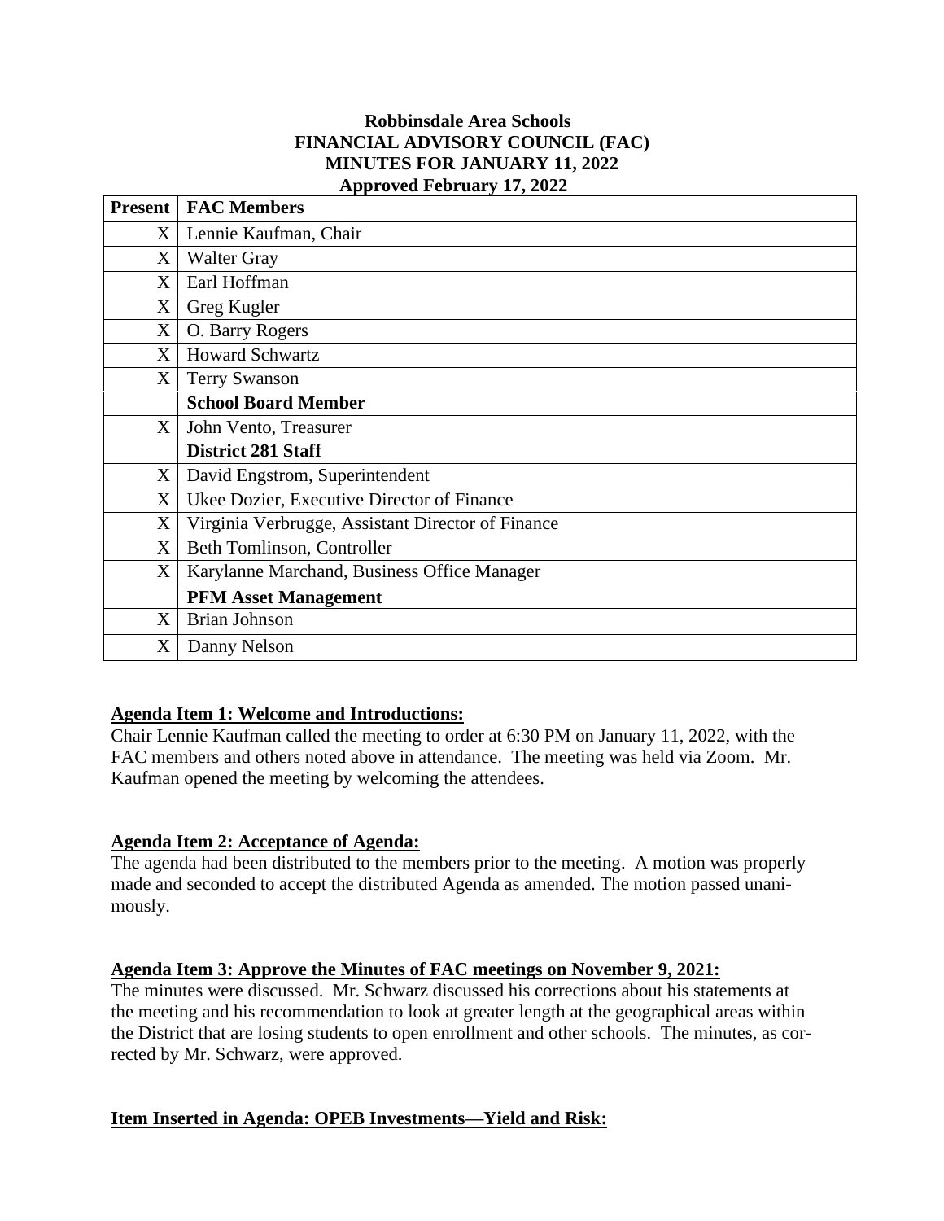**Robbinsdale Area Schools**
**FINANCIAL ADVISORY COUNCIL (FAC)**
**MINUTES FOR JANUARY 11, 2022**
**Approved February 17, 2022**

| Present | FAC Members |
|---|---|
| X | Lennie Kaufman, Chair |
| X | Walter Gray |
| X | Earl Hoffman |
| X | Greg Kugler |
| X | O. Barry Rogers |
| X | Howard Schwartz |
| X | Terry Swanson |
| | **School Board Member** |
| X | John Vento, Treasurer |
| | **District 281 Staff** |
| X | David Engstrom, Superintendent |
| X | Ukee Dozier, Executive Director of Finance |
| X | Virginia Verbrugge, Assistant Director of Finance |
| X | Beth Tomlinson, Controller |
| X | Karylanne Marchand, Business Office Manager |
| | **PFM Asset Management** |
| X | Brian Johnson |
| X | Danny Nelson |

**Agenda Item 1: Welcome and Introductions:**

Chair Lennie Kaufman called the meeting to order at 6:30 PM on January 11, 2022, with the FAC members and others noted above in attendance. The meeting was held via Zoom. Mr. Kaufman opened the meeting by welcoming the attendees.

**Agenda Item 2: Acceptance of Agenda:**

The agenda had been distributed to the members prior to the meeting. A motion was properly made and seconded to accept the distributed Agenda as amended. The motion passed unanimously.

**Agenda Item 3: Approve the Minutes of FAC meetings on November 9, 2021:**

The minutes were discussed. Mr. Schwarz discussed his corrections about his statements at the meeting and his recommendation to look at greater length at the geographical areas within the District that are losing students to open enrollment and other schools. The minutes, as corrected by Mr. Schwarz, were approved.

**Item Inserted in Agenda: OPEB Investments—Yield and Risk:**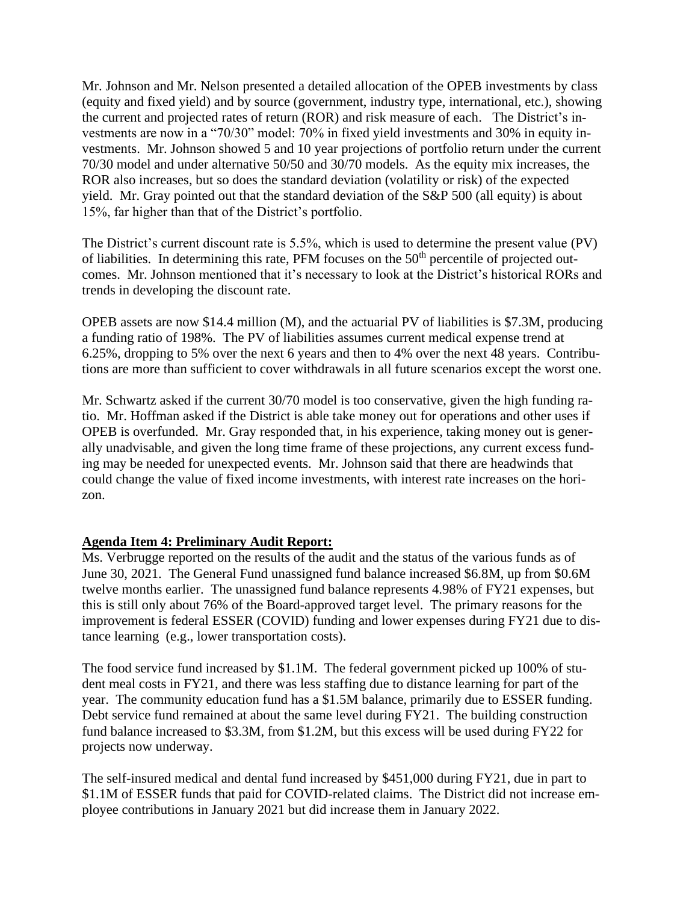Mr. Johnson and Mr. Nelson presented a detailed allocation of the OPEB investments by class (equity and fixed yield) and by source (government, industry type, international, etc.), showing the current and projected rates of return (ROR) and risk measure of each. The District's investments are now in a "70/30" model: 70% in fixed yield investments and 30% in equity investments. Mr. Johnson showed 5 and 10 year projections of portfolio return under the current 70/30 model and under alternative 50/50 and 30/70 models. As the equity mix increases, the ROR also increases, but so does the standard deviation (volatility or risk) of the expected yield. Mr. Gray pointed out that the standard deviation of the S&P 500 (all equity) is about 15%, far higher than that of the District's portfolio.

The District's current discount rate is 5.5%, which is used to determine the present value (PV) of liabilities. In determining this rate, PFM focuses on the 50th percentile of projected outcomes. Mr. Johnson mentioned that it's necessary to look at the District's historical RORs and trends in developing the discount rate.

OPEB assets are now $14.4 million (M), and the actuarial PV of liabilities is $7.3M, producing a funding ratio of 198%. The PV of liabilities assumes current medical expense trend at 6.25%, dropping to 5% over the next 6 years and then to 4% over the next 48 years. Contributions are more than sufficient to cover withdrawals in all future scenarios except the worst one.

Mr. Schwartz asked if the current 30/70 model is too conservative, given the high funding ratio. Mr. Hoffman asked if the District is able take money out for operations and other uses if OPEB is overfunded. Mr. Gray responded that, in his experience, taking money out is generally unadvisable, and given the long time frame of these projections, any current excess funding may be needed for unexpected events. Mr. Johnson said that there are headwinds that could change the value of fixed income investments, with interest rate increases on the horizon.

**Agenda Item 4: Preliminary Audit Report:**

Ms. Verbrugge reported on the results of the audit and the status of the various funds as of June 30, 2021. The General Fund unassigned fund balance increased $6.8M, up from $0.6M twelve months earlier. The unassigned fund balance represents 4.98% of FY21 expenses, but this is still only about 76% of the Board-approved target level. The primary reasons for the improvement is federal ESSER (COVID) funding and lower expenses during FY21 due to distance learning (e.g., lower transportation costs).

The food service fund increased by $1.1M. The federal government picked up 100% of student meal costs in FY21, and there was less staffing due to distance learning for part of the year. The community education fund has a $1.5M balance, primarily due to ESSER funding. Debt service fund remained at about the same level during FY21. The building construction fund balance increased to $3.3M, from $1.2M, but this excess will be used during FY22 for projects now underway.

The self-insured medical and dental fund increased by $451,000 during FY21, due in part to $1.1M of ESSER funds that paid for COVID-related claims. The District did not increase employee contributions in January 2021 but did increase them in January 2022.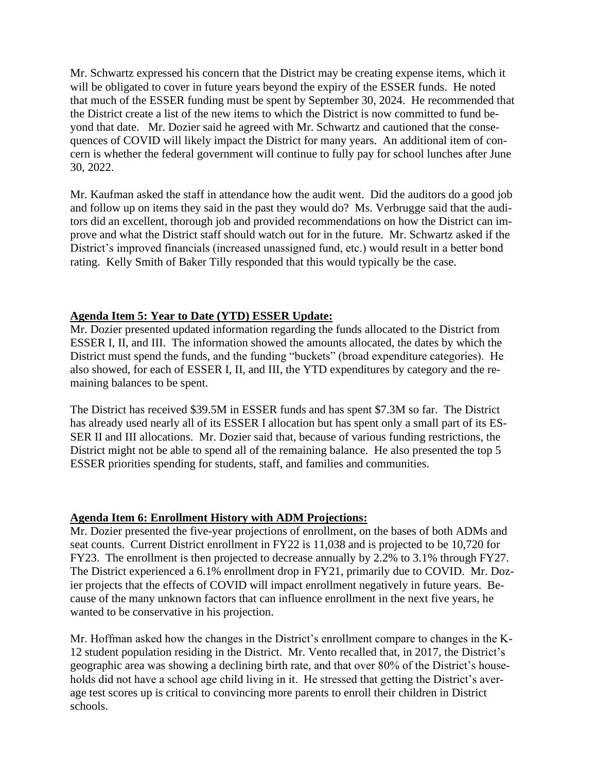Mr. Schwartz expressed his concern that the District may be creating expense items, which it will be obligated to cover in future years beyond the expiry of the ESSER funds. He noted that much of the ESSER funding must be spent by September 30, 2024. He recommended that the District create a list of the new items to which the District is now committed to fund beyond that date. Mr. Dozier said he agreed with Mr. Schwartz and cautioned that the consequences of COVID will likely impact the District for many years. An additional item of concern is whether the federal government will continue to fully pay for school lunches after June 30, 2022.

Mr. Kaufman asked the staff in attendance how the audit went. Did the auditors do a good job and follow up on items they said in the past they would do? Ms. Verbrugge said that the auditors did an excellent, thorough job and provided recommendations on how the District can improve and what the District staff should watch out for in the future. Mr. Schwartz asked if the District's improved financials (increased unassigned fund, etc.) would result in a better bond rating. Kelly Smith of Baker Tilly responded that this would typically be the case.

**Agenda Item 5: Year to Date (YTD) ESSER Update:**

Mr. Dozier presented updated information regarding the funds allocated to the District from ESSER I, II, and III. The information showed the amounts allocated, the dates by which the District must spend the funds, and the funding "buckets" (broad expenditure categories). He also showed, for each of ESSER I, II, and III, the YTD expenditures by category and the remaining balances to be spent.

The District has received \$39.5M in ESSER funds and has spent \$7.3M so far. The District has already used nearly all of its ESSER I allocation but has spent only a small part of its ESSER II and III allocations. Mr. Dozier said that, because of various funding restrictions, the District might not be able to spend all of the remaining balance. He also presented the top 5 ESSER priorities spending for students, staff, and families and communities.

**Agenda Item 6: Enrollment History with ADM Projections:**

Mr. Dozier presented the five-year projections of enrollment, on the bases of both ADMs and seat counts. Current District enrollment in FY22 is 11,038 and is projected to be 10,720 for FY23. The enrollment is then projected to decrease annually by 2.2% to 3.1% through FY27. The District experienced a 6.1% enrollment drop in FY21, primarily due to COVID. Mr. Dozier projects that the effects of COVID will impact enrollment negatively in future years. Because of the many unknown factors that can influence enrollment in the next five years, he wanted to be conservative in his projection.

Mr. Hoffman asked how the changes in the District's enrollment compare to changes in the K-12 student population residing in the District. Mr. Vento recalled that, in 2017, the District's geographic area was showing a declining birth rate, and that over 80% of the District's households did not have a school age child living in it. He stressed that getting the District's average test scores up is critical to convincing more parents to enroll their children in District schools.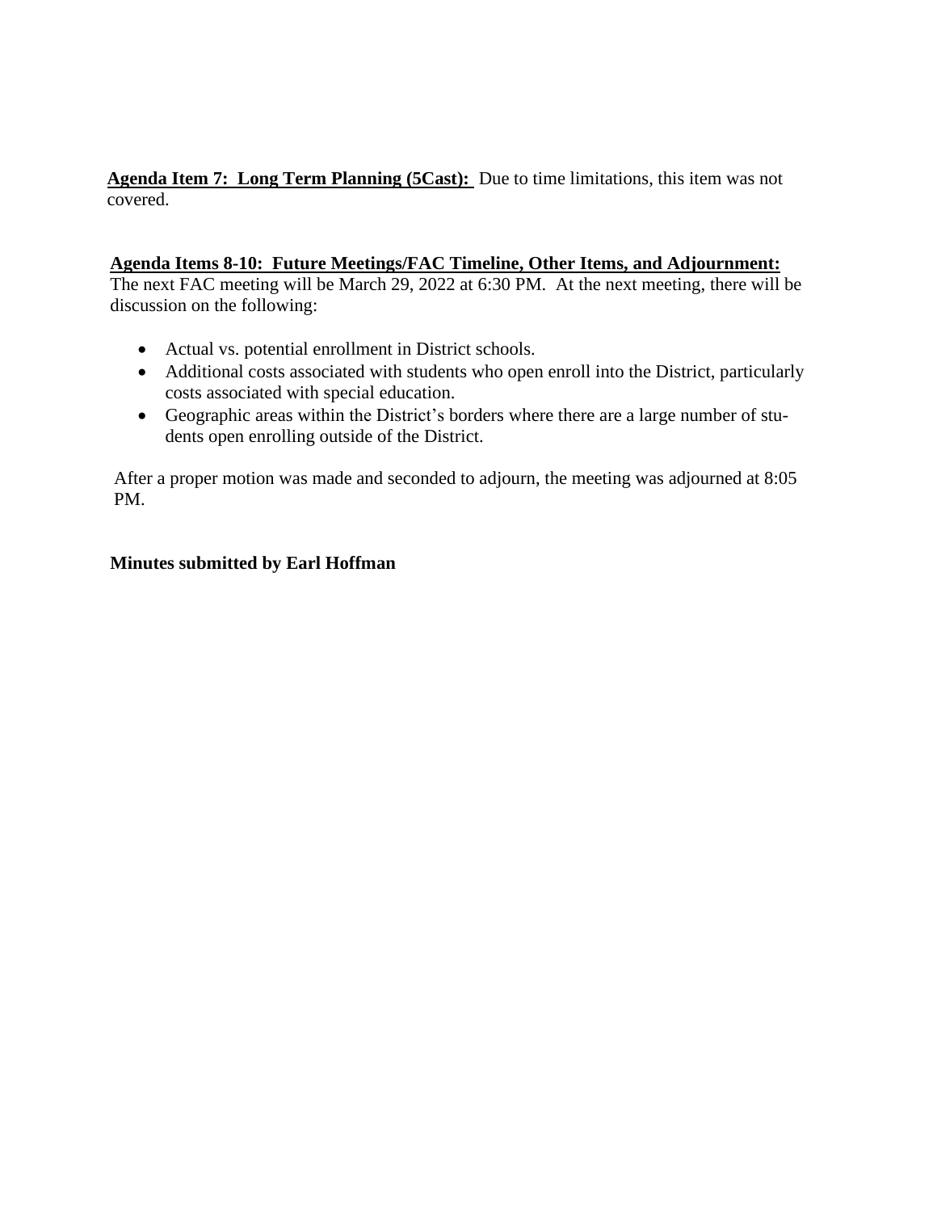**Agenda Item 7: Long Term Planning (5Cast):** Due to time limitations, this item was not covered.

**Agenda Items 8-10: Future Meetings/FAC Timeline, Other Items, and Adjournment:** The next FAC meeting will be March 29, 2022 at 6:30 PM. At the next meeting, there will be discussion on the following:

- Actual vs. potential enrollment in District schools.
- Additional costs associated with students who open enroll into the District, particularly costs associated with special education.
- Geographic areas within the District's borders where there are a large number of students open enrolling outside of the District.

After a proper motion was made and seconded to adjourn, the meeting was adjourned at 8:05 PM.

**Minutes submitted by Earl Hoffman**